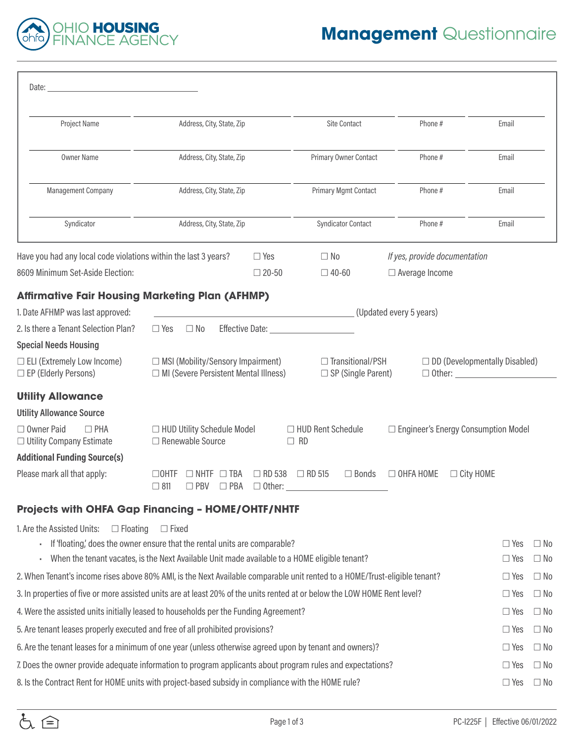# OHIO HOUSING FINANCE AGENCY

# Management Questionnaire

Date: ______________________

| Project Name | Address, City, State, Zip | Site Contact | Phone # | Email |
|---|---|---|---|---|
| Owner Name | Address, City, State, Zip | Primary Owner Contact | Phone # | Email |
| Management Company | Address, City, State, Zip | Primary Mgmt Contact | Phone # | Email |
| Syndicator | Address, City, State, Zip | Syndicator Contact | Phone # | Email |

Have you had any local code violations within the last 3 years? ☐ Yes ☐ No *If yes, provide documentation*

8609 Minimum Set-Aside Election: ☐ 20-50 ☐ 40-60 ☐ Average Income

## Affirmative Fair Housing Marketing Plan (AFHMP)

1. Date AFHMP was last approved: ______________________ (Updated every 5 years)

2. Is there a Tenant Selection Plan? ☐ Yes ☐ No Effective Date: ______________

**Special Needs Housing**

☐ ELI (Extremely Low Income) ☐ MSI (Mobility/Sensory Impairment) ☐ Transitional/PSH ☐ DD (Developmentally Disabled)
☐ EP (Elderly Persons) ☐ MI (Severe Persistent Mental Illness) ☐ SP (Single Parent) ☐ Other: ______________

## Utility Allowance

**Utility Allowance Source**

☐ Owner Paid ☐ PHA ☐ HUD Utility Schedule Model ☐ HUD Rent Schedule ☐ Engineer's Energy Consumption Model
☐ Utility Company Estimate ☐ Renewable Source ☐ RD

**Additional Funding Source(s)**

Please mark all that apply: ☐OHTF ☐ NHTF ☐ TBA ☐ RD 538 ☐ RD 515 ☐ Bonds ☐ OHFA HOME ☐ City HOME
☐ 811 ☐ PBV ☐ PBA ☐ Other: ______________

## Projects with OHFA Gap Financing – HOME/OHTF/NHTF

1. Are the Assisted Units: ☐ Floating ☐ Fixed
   - If 'floating,' does the owner ensure that the rental units are comparable? ☐ Yes ☐ No
   - When the tenant vacates, is the Next Available Unit made available to a HOME eligible tenant? ☐ Yes ☐ No
2. When Tenant's income rises above 80% AMI, is the Next Available comparable unit rented to a HOME/Trust-eligible tenant? ☐ Yes ☐ No
3. In properties of five or more assisted units are at least 20% of the units rented at or below the LOW HOME Rent level? ☐ Yes ☐ No
4. Were the assisted units initially leased to households per the Funding Agreement? ☐ Yes ☐ No
5. Are tenant leases properly executed and free of all prohibited provisions? ☐ Yes ☐ No
6. Are the tenant leases for a minimum of one year (unless otherwise agreed upon by tenant and owners)? ☐ Yes ☐ No
7. Does the owner provide adequate information to program applicants about program rules and expectations? ☐ Yes ☐ No
8. Is the Contract Rent for HOME units with project-based subsidy in compliance with the HOME rule? ☐ Yes ☐ No

PC-I225F | Effective 06/01/2022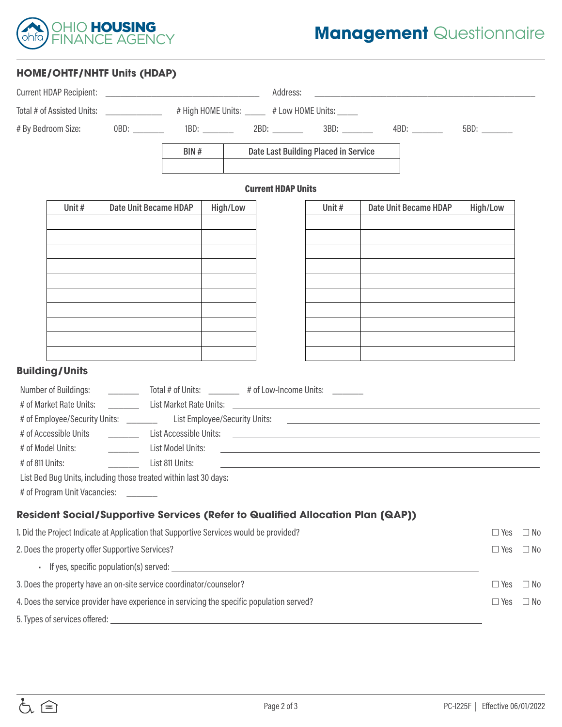## HOME/OHTF/NHTF Units (HDAP)

Current HDAP Recipient: ______________________ Address: ______________________

Total # of Assisted Units: __________ # High HOME Units: _____ # Low HOME Units: _____

# By Bedroom Size: 0BD: _______ 1BD: _______ 2BD: _______ 3BD: _______ 4BD: _______ 5BD: _______

| BIN # | Date Last Building Placed in Service |
|---|---|
| | |

**Current HDAP Units**

| Unit # | Date Unit Became HDAP | High/Low | Unit # | Date Unit Became HDAP | High/Low |
|---|---|---|---|---|---|
| | | | | | |
| | | | | | |
| | | | | | |
| | | | | | |
| | | | | | |
| | | | | | |
| | | | | | |
| | | | | | |
| | | | | | |
| | | | | | |

## Building/Units

Number of Buildings: _______ Total # of Units: _______ # of Low-Income Units: _______

# of Market Rate Units: _______ List Market Rate Units: ______________________

# of Employee/Security Units: _______ List Employee/Security Units: ______________________

# of Accessible Units _______ List Accessible Units: ______________________

# of Model Units: _______ List Model Units: ______________________

# of 811 Units: _______ List 811 Units: ______________________

List Bed Bug Units, including those treated within last 30 days: ______________________

# of Program Unit Vacancies: _______

## Resident Social/Supportive Services (Refer to Qualified Allocation Plan (QAP))

1. Did the Project Indicate at Application that Supportive Services would be provided? ☐ Yes ☐ No
2. Does the property offer Supportive Services? ☐ Yes ☐ No
   - If yes, specific population(s) served: ______________________
3. Does the property have an on-site service coordinator/counselor? ☐ Yes ☐ No
4. Does the service provider have experience in servicing the specific population served? ☐ Yes ☐ No
5. Types of services offered: ______________________

PC-I225F | Effective 06/01/2022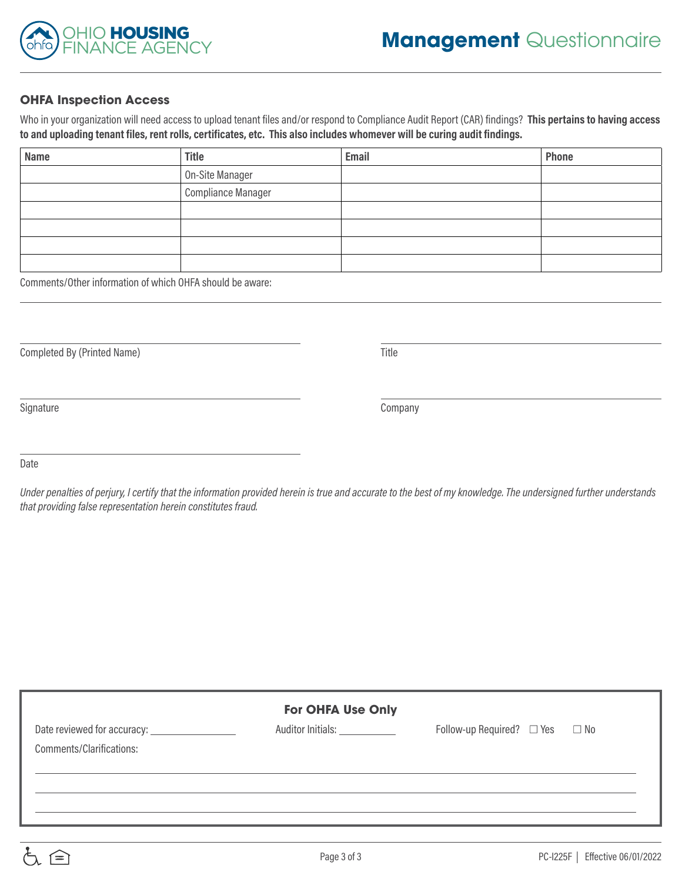# Management Questionnaire

### OHFA Inspection Access

Who in your organization will need access to upload tenant files and/or respond to Compliance Audit Report (CAR) findings? **This pertains to having access to and uploading tenant files, rent rolls, certificates, etc. This also includes whomever will be curing audit findings.**

| Name | Title | Email | Phone |
|---|---|---|---|
| | On-Site Manager | | |
| | Compliance Manager | | |
| | | | |
| | | | |
| | | | |
| | | | |

Comments/Other information of which OHFA should be aware:

Completed By (Printed Name)

Title

Signature

Company

Date

*Under penalties of perjury, I certify that the information provided herein is true and accurate to the best of my knowledge. The undersigned further understands that providing false representation herein constitutes fraud.*

**For OHFA Use Only**

Date reviewed for accuracy: ______________ Auditor Initials: __________ Follow-up Required? ☐ Yes ☐ No

Comments/Clarifications:

PC-I225F | Effective 06/01/2022